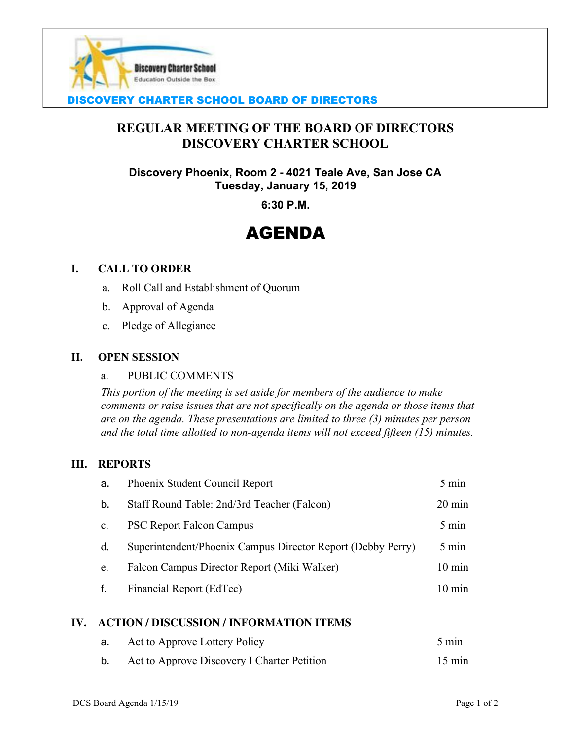DISCOVERY CHARTER SCHOOL BOARD OF DIRECTORS

# REGULAR MEETING OF THE BOARD OF DIRECTORS
# DISCOVERY CHARTER SCHOOL

**Discovery Phoenix, Room 2 - 4021 Teale Ave, San Jose CA**
**Tuesday, January 15, 2019**

**6:30 P.M.**

# AGENDA

## I. CALL TO ORDER

a. Roll Call and Establishment of Quorum

b. Approval of Agenda

c. Pledge of Allegiance

## II. OPEN SESSION

a. PUBLIC COMMENTS

*This portion of the meeting is set aside for members of the audience to make comments or raise issues that are not specifically on the agenda or those items that are on the agenda. These presentations are limited to three (3) minutes per person and the total time allotted to non-agenda items will not exceed fifteen (15) minutes.*

## III. REPORTS

| | | |
|---|---|---|
| a. | Phoenix Student Council Report | 5 min |
| b. | Staff Round Table: 2nd/3rd Teacher (Falcon) | 20 min |
| c. | PSC Report Falcon Campus | 5 min |
| d. | Superintendent/Phoenix Campus Director Report (Debby Perry) | 5 min |
| e. | Falcon Campus Director Report (Miki Walker) | 10 min |
| f. | Financial Report (EdTec) | 10 min |

## IV. ACTION / DISCUSSION / INFORMATION ITEMS

| | | |
|---|---|---|
| a. | Act to Approve Lottery Policy | 5 min |
| b. | Act to Approve Discovery I Charter Petition | 15 min |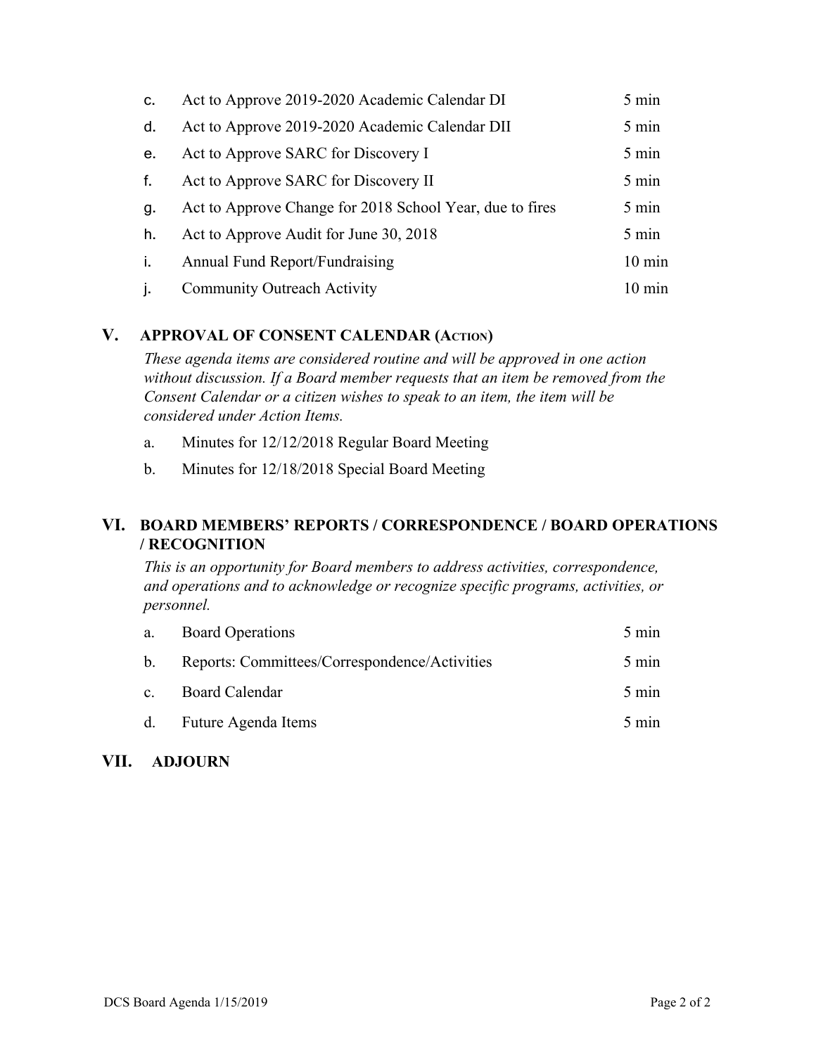c. Act to Approve 2019-2020 Academic Calendar DI — 5 min

d. Act to Approve 2019-2020 Academic Calendar DII — 5 min

e. Act to Approve SARC for Discovery I — 5 min

f. Act to Approve SARC for Discovery II — 5 min

g. Act to Approve Change for 2018 School Year, due to fires — 5 min

h. Act to Approve Audit for June 30, 2018 — 5 min

i. Annual Fund Report/Fundraising — 10 min

j. Community Outreach Activity — 10 min

## V. APPROVAL OF CONSENT CALENDAR (ACTION)

*These agenda items are considered routine and will be approved in one action without discussion. If a Board member requests that an item be removed from the Consent Calendar or a citizen wishes to speak to an item, the item will be considered under Action Items.*

a. Minutes for 12/12/2018 Regular Board Meeting

b. Minutes for 12/18/2018 Special Board Meeting

## VI. BOARD MEMBERS' REPORTS / CORRESPONDENCE / BOARD OPERATIONS / RECOGNITION

*This is an opportunity for Board members to address activities, correspondence, and operations and to acknowledge or recognize specific programs, activities, or personnel.*

a. Board Operations — 5 min

b. Reports: Committees/Correspondence/Activities — 5 min

c. Board Calendar — 5 min

d. Future Agenda Items — 5 min

## VII. ADJOURN